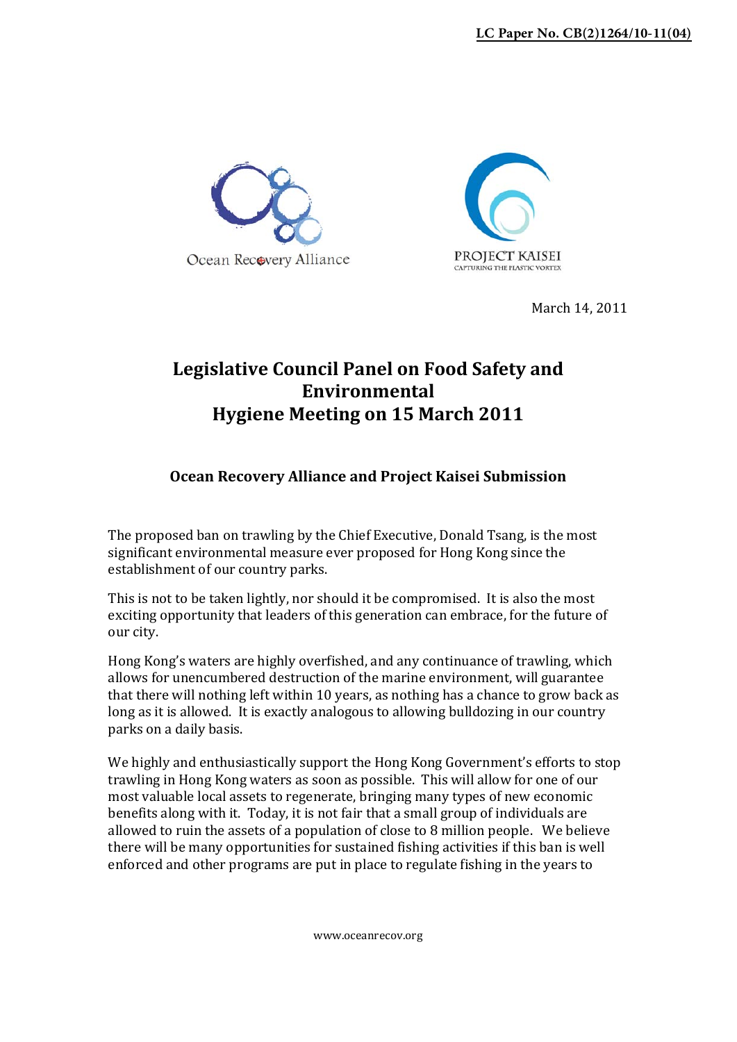**LC Paper No. CB(2)1264/10-11(04)**

Ocean Recovery Alliance

PROJECT KAISEI
CAPTURING THE PLASTIC VORTEX

March 14, 2011

# Legislative Council Panel on Food Safety and Environmental Hygiene Meeting on 15 March 2011

## Ocean Recovery Alliance and Project Kaisei Submission

The proposed ban on trawling by the Chief Executive, Donald Tsang, is the most significant environmental measure ever proposed for Hong Kong since the establishment of our country parks.

This is not to be taken lightly, nor should it be compromised. It is also the most exciting opportunity that leaders of this generation can embrace, for the future of our city.

Hong Kong's waters are highly overfished, and any continuance of trawling, which allows for unencumbered destruction of the marine environment, will guarantee that there will nothing left within 10 years, as nothing has a chance to grow back as long as it is allowed. It is exactly analogous to allowing bulldozing in our country parks on a daily basis.

We highly and enthusiastically support the Hong Kong Government's efforts to stop trawling in Hong Kong waters as soon as possible. This will allow for one of our most valuable local assets to regenerate, bringing many types of new economic benefits along with it. Today, it is not fair that a small group of individuals are allowed to ruin the assets of a population of close to 8 million people. We believe there will be many opportunities for sustained fishing activities if this ban is well enforced and other programs are put in place to regulate fishing in the years to

www.oceanrecov.org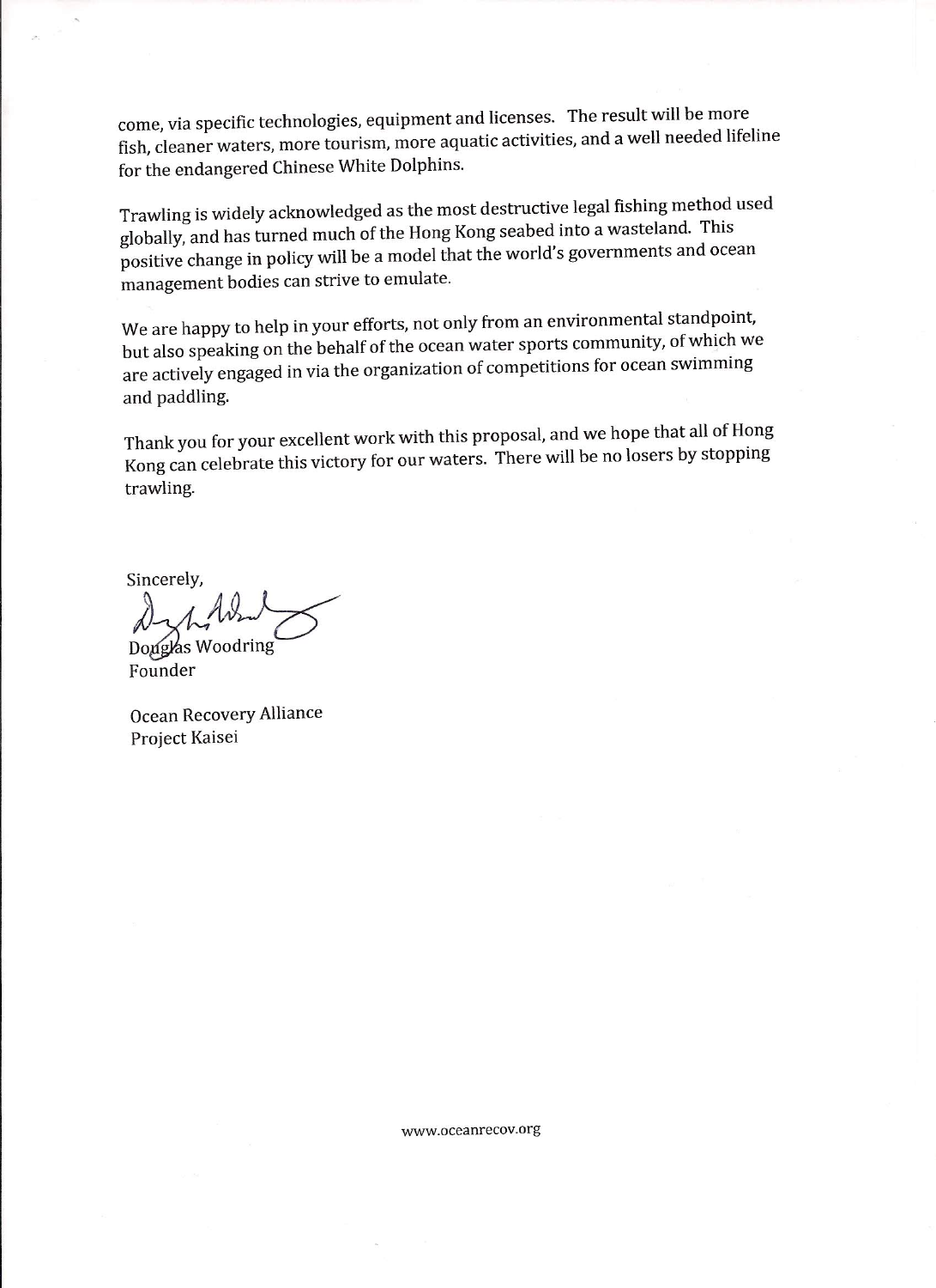come, via specific technologies, equipment and licenses. The result will be more fish, cleaner waters, more tourism, more aquatic activities, and a well needed lifeline for the endangered Chinese White Dolphins.

Trawling is widely acknowledged as the most destructive legal fishing method used globally, and has turned much of the Hong Kong seabed into a wasteland. This positive change in policy will be a model that the world's governments and ocean management bodies can strive to emulate.

We are happy to help in your efforts, not only from an environmental standpoint, but also speaking on the behalf of the ocean water sports community, of which we are actively engaged in via the organization of competitions for ocean swimming and paddling.

Thank you for your excellent work with this proposal, and we hope that all of Hong Kong can celebrate this victory for our waters. There will be no losers by stopping trawling.

Sincerely,

Douglas Woodring
Founder

Ocean Recovery Alliance
Project Kaisei

www.oceanrecov.org